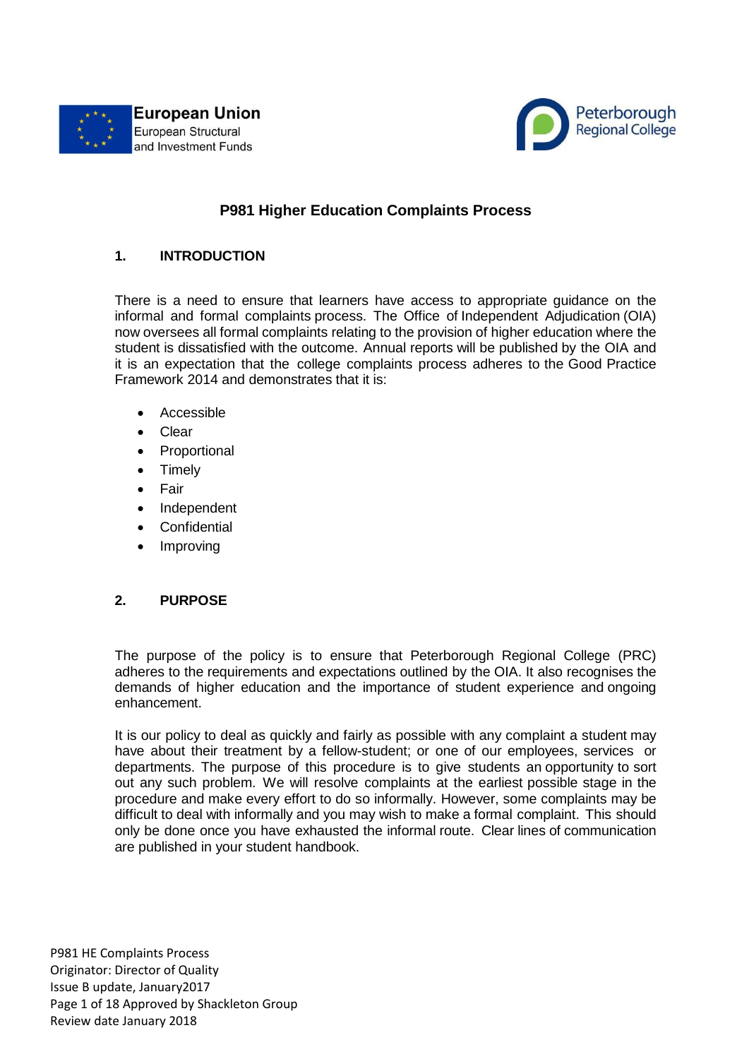# P981 Higher Education Complaints Process

## 1. INTRODUCTION

There is a need to ensure that learners have access to appropriate guidance on the informal and formal complaints process. The Office of Independent Adjudication (OIA) now oversees all formal complaints relating to the provision of higher education where the student is dissatisfied with the outcome. Annual reports will be published by the OIA and it is an expectation that the college complaints process adheres to the Good Practice Framework 2014 and demonstrates that it is:

- Accessible
- Clear
- Proportional
- Timely
- Fair
- Independent
- Confidential
- Improving

## 2. PURPOSE

The purpose of the policy is to ensure that Peterborough Regional College (PRC) adheres to the requirements and expectations outlined by the OIA. It also recognises the demands of higher education and the importance of student experience and ongoing enhancement.

It is our policy to deal as quickly and fairly as possible with any complaint a student may have about their treatment by a fellow-student; or one of our employees, services or departments. The purpose of this procedure is to give students an opportunity to sort out any such problem. We will resolve complaints at the earliest possible stage in the procedure and make every effort to do so informally. However, some complaints may be difficult to deal with informally and you may wish to make a formal complaint. This should only be done once you have exhausted the informal route. Clear lines of communication are published in your student handbook.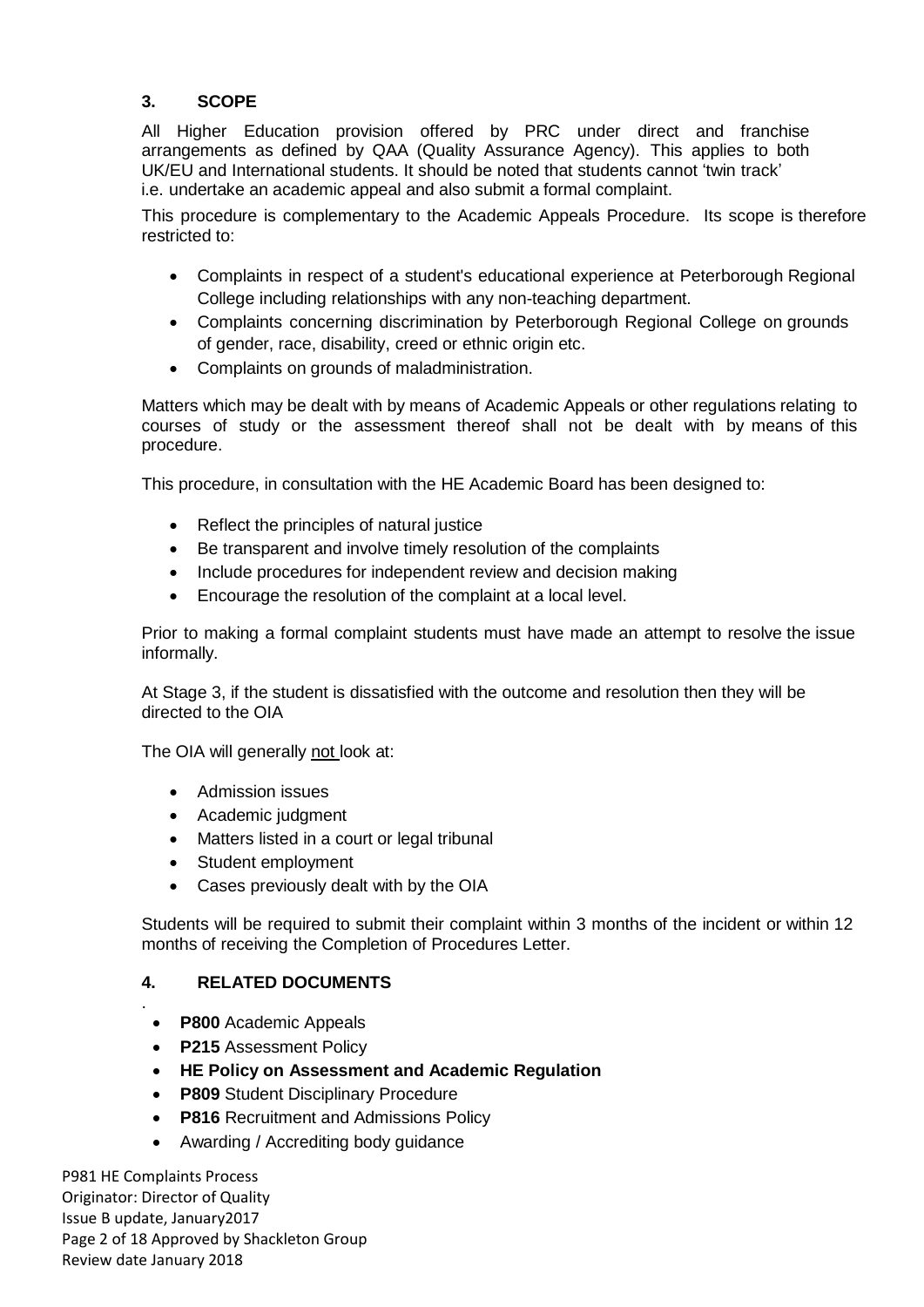## 3. SCOPE

All Higher Education provision offered by PRC under direct and franchise arrangements as defined by QAA (Quality Assurance Agency). This applies to both UK/EU and International students. It should be noted that students cannot 'twin track' i.e. undertake an academic appeal and also submit a formal complaint.

This procedure is complementary to the Academic Appeals Procedure. Its scope is therefore restricted to:

- Complaints in respect of a student's educational experience at Peterborough Regional College including relationships with any non-teaching department.
- Complaints concerning discrimination by Peterborough Regional College on grounds of gender, race, disability, creed or ethnic origin etc.
- Complaints on grounds of maladministration.

Matters which may be dealt with by means of Academic Appeals or other regulations relating to courses of study or the assessment thereof shall not be dealt with by means of this procedure.

This procedure, in consultation with the HE Academic Board has been designed to:

- Reflect the principles of natural justice
- Be transparent and involve timely resolution of the complaints
- Include procedures for independent review and decision making
- Encourage the resolution of the complaint at a local level.

Prior to making a formal complaint students must have made an attempt to resolve the issue informally.

At Stage 3, if the student is dissatisfied with the outcome and resolution then they will be directed to the OIA

The OIA will generally <u>not</u> look at:

- Admission issues
- Academic judgment
- Matters listed in a court or legal tribunal
- Student employment
- Cases previously dealt with by the OIA

Students will be required to submit their complaint within 3 months of the incident or within 12 months of receiving the Completion of Procedures Letter.

## 4. RELATED DOCUMENTS

- **P800** Academic Appeals
- **P215** Assessment Policy
- **HE Policy on Assessment and Academic Regulation**
- **P809** Student Disciplinary Procedure
- **P816** Recruitment and Admissions Policy
- Awarding / Accrediting body guidance

P981 HE Complaints Process
Originator: Director of Quality
Issue B update, January2017
Approved by Shackleton Group
Review date January 2018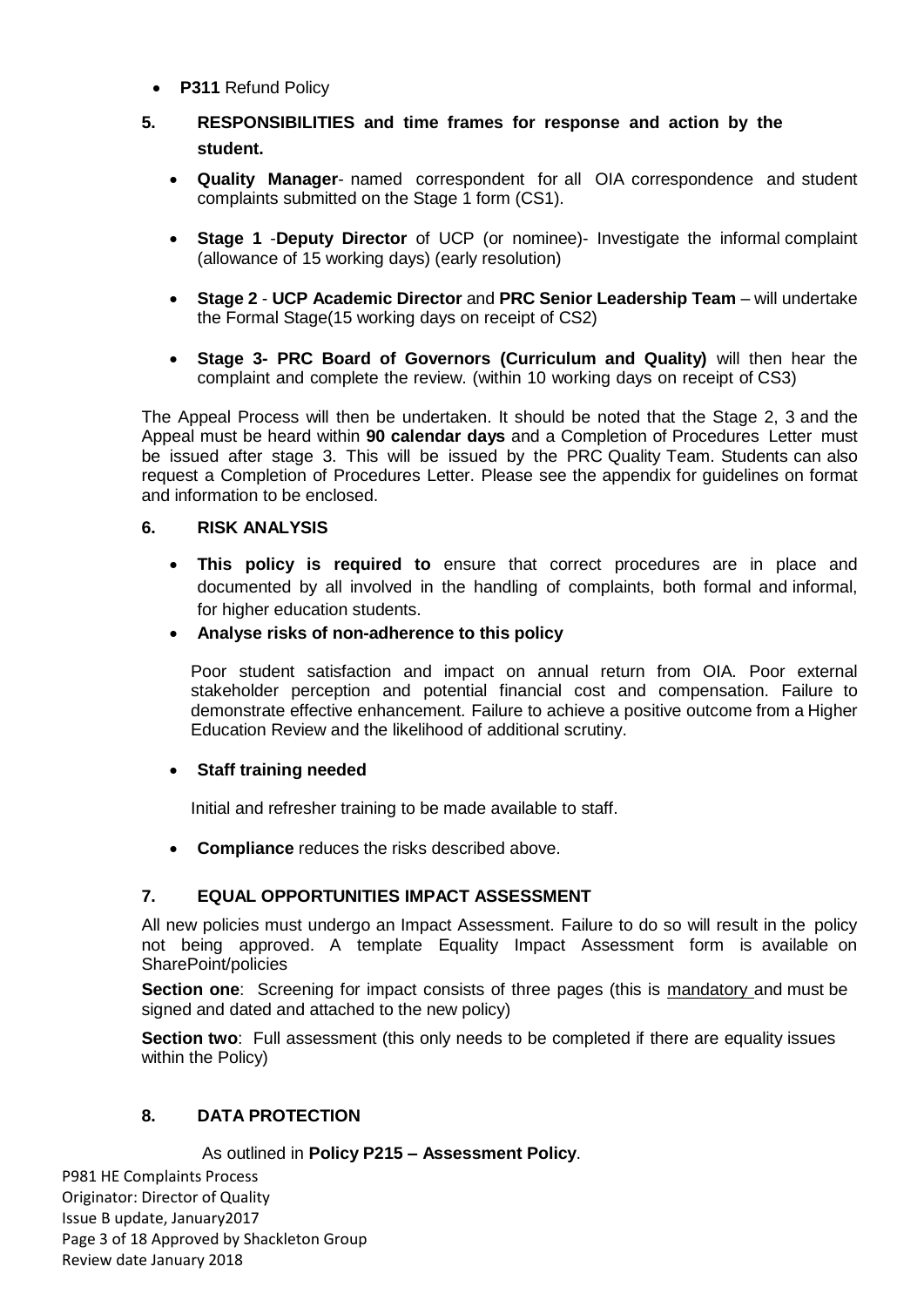- **P311** Refund Policy

## 5. RESPONSIBILITIES and time frames for response and action by the student.

- **Quality Manager**- named correspondent for all OIA correspondence and student complaints submitted on the Stage 1 form (CS1).
- **Stage 1** -**Deputy Director** of UCP (or nominee)- Investigate the informal complaint (allowance of 15 working days) (early resolution)
- **Stage 2** - **UCP Academic Director** and **PRC Senior Leadership Team** – will undertake the Formal Stage(15 working days on receipt of CS2)
- **Stage 3- PRC Board of Governors (Curriculum and Quality)** will then hear the complaint and complete the review. (within 10 working days on receipt of CS3)

The Appeal Process will then be undertaken. It should be noted that the Stage 2, 3 and the Appeal must be heard within **90 calendar days** and a Completion of Procedures Letter must be issued after stage 3. This will be issued by the PRC Quality Team. Students can also request a Completion of Procedures Letter. Please see the appendix for guidelines on format and information to be enclosed.

## 6. RISK ANALYSIS

- **This policy is required to** ensure that correct procedures are in place and documented by all involved in the handling of complaints, both formal and informal, for higher education students.
- **Analyse risks of non-adherence to this policy**

  Poor student satisfaction and impact on annual return from OIA. Poor external stakeholder perception and potential financial cost and compensation. Failure to demonstrate effective enhancement. Failure to achieve a positive outcome from a Higher Education Review and the likelihood of additional scrutiny.

- **Staff training needed**

  Initial and refresher training to be made available to staff.

- **Compliance** reduces the risks described above.

## 7. EQUAL OPPORTUNITIES IMPACT ASSESSMENT

All new policies must undergo an Impact Assessment. Failure to do so will result in the policy not being approved. A template Equality Impact Assessment form is available on SharePoint/policies

**Section one**: Screening for impact consists of three pages (this is mandatory and must be signed and dated and attached to the new policy)

**Section two**: Full assessment (this only needs to be completed if there are equality issues within the Policy)

## 8. DATA PROTECTION

As outlined in **Policy P215 – Assessment Policy**.

P981 HE Complaints Process
Originator: Director of Quality
Issue B update, January2017
Approved by Shackleton Group
Review date January 2018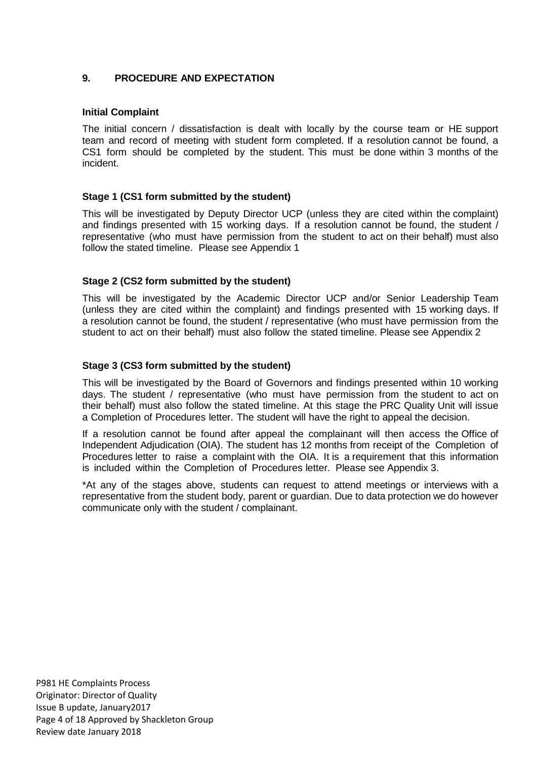## 9. PROCEDURE AND EXPECTATION

**Initial Complaint**

The initial concern / dissatisfaction is dealt with locally by the course team or HE support team and record of meeting with student form completed. If a resolution cannot be found, a CS1 form should be completed by the student. This must be done within 3 months of the incident.

**Stage 1 (CS1 form submitted by the student)**

This will be investigated by Deputy Director UCP (unless they are cited within the complaint) and findings presented with 15 working days. If a resolution cannot be found, the student / representative (who must have permission from the student to act on their behalf) must also follow the stated timeline. Please see Appendix 1

**Stage 2 (CS2 form submitted by the student)**

This will be investigated by the Academic Director UCP and/or Senior Leadership Team (unless they are cited within the complaint) and findings presented with 15 working days. If a resolution cannot be found, the student / representative (who must have permission from the student to act on their behalf) must also follow the stated timeline. Please see Appendix 2

**Stage 3 (CS3 form submitted by the student)**

This will be investigated by the Board of Governors and findings presented within 10 working days. The student / representative (who must have permission from the student to act on their behalf) must also follow the stated timeline. At this stage the PRC Quality Unit will issue a Completion of Procedures letter. The student will have the right to appeal the decision.

If a resolution cannot be found after appeal the complainant will then access the Office of Independent Adjudication (OIA). The student has 12 months from receipt of the Completion of Procedures letter to raise a complaint with the OIA. It is a requirement that this information is included within the Completion of Procedures letter. Please see Appendix 3.

*At any of the stages above, students can request to attend meetings or interviews with a representative from the student body, parent or guardian. Due to data protection we do however communicate only with the student / complainant.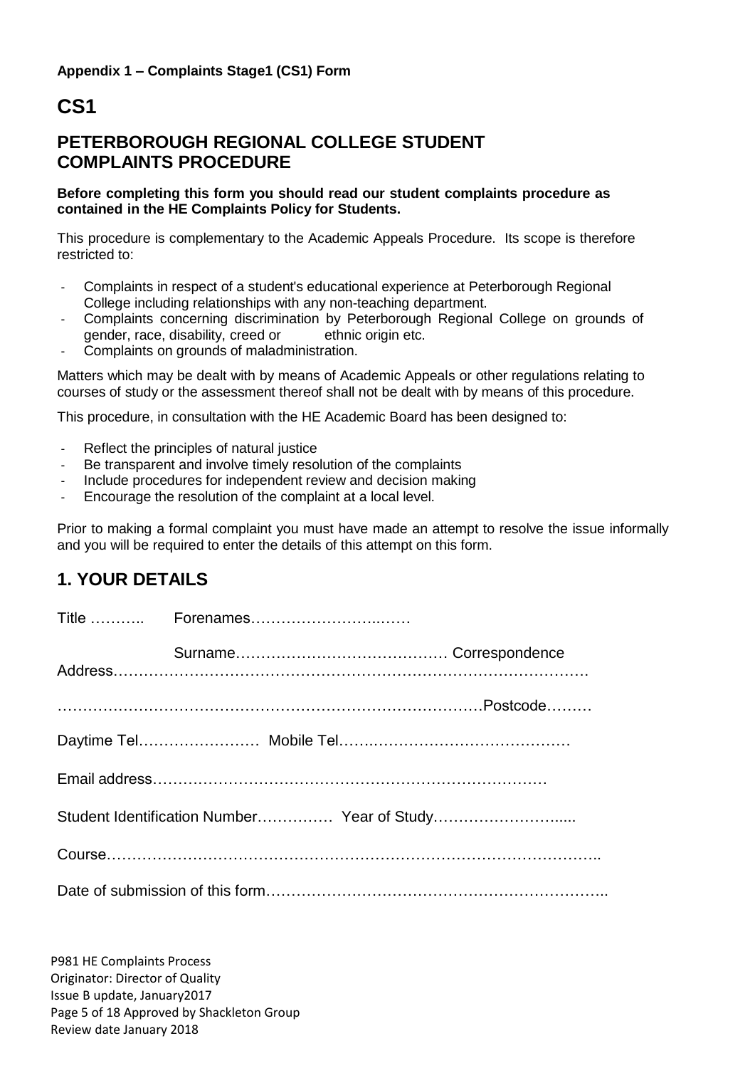**Appendix 1 – Complaints Stage1 (CS1) Form**

# CS1

## PETERBOROUGH REGIONAL COLLEGE STUDENT COMPLAINTS PROCEDURE

**Before completing this form you should read our student complaints procedure as contained in the HE Complaints Policy for Students.**

This procedure is complementary to the Academic Appeals Procedure. Its scope is therefore restricted to:

- Complaints in respect of a student's educational experience at Peterborough Regional College including relationships with any non-teaching department.
- Complaints concerning discrimination by Peterborough Regional College on grounds of gender, race, disability, creed or ethnic origin etc.
- Complaints on grounds of maladministration.

Matters which may be dealt with by means of Academic Appeals or other regulations relating to courses of study or the assessment thereof shall not be dealt with by means of this procedure.

This procedure, in consultation with the HE Academic Board has been designed to:

- Reflect the principles of natural justice
- Be transparent and involve timely resolution of the complaints
- Include procedures for independent review and decision making
- Encourage the resolution of the complaint at a local level.

Prior to making a formal complaint you must have made an attempt to resolve the issue informally and you will be required to enter the details of this attempt on this form.

## 1. YOUR DETAILS

Title ……….. Forenames……………………..……

Surname…………………………………… Correspondence Address……………………………………………………………………………….

…………………………………………………………………………Postcode………

Daytime Tel…………………… Mobile Tel…….……………………………………

Email address……………………………………………………………………

Student Identification Number…………… Year of Study…………………….....

Course……………………………………………………………………………………..

Date of submission of this form…………………………………………………………..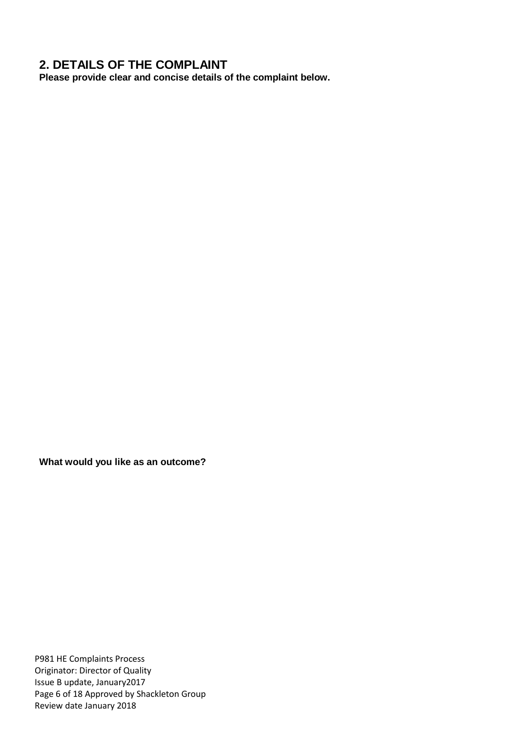## 2. DETAILS OF THE COMPLAINT

**Please provide clear and concise details of the complaint below.**

**What would you like as an outcome?**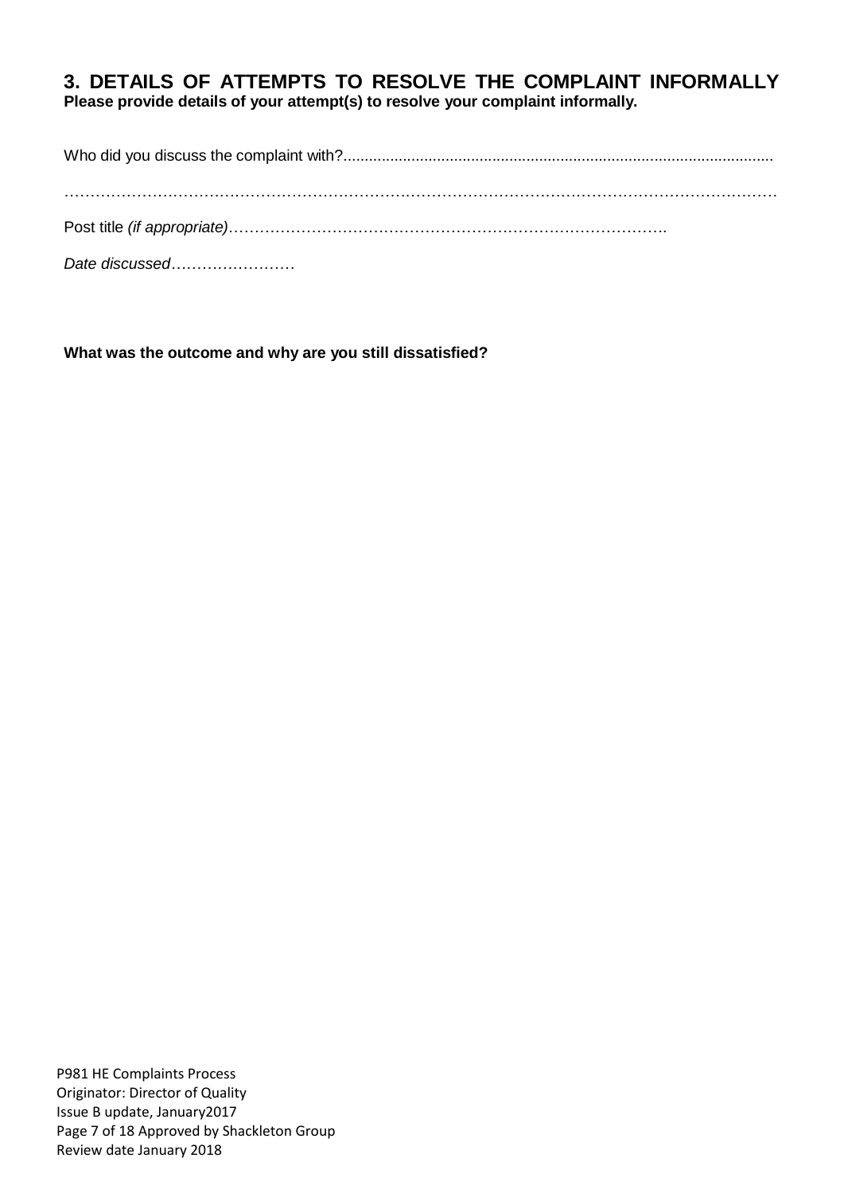## 3. DETAILS OF ATTEMPTS TO RESOLVE THE COMPLAINT INFORMALLY

**Please provide details of your attempt(s) to resolve your complaint informally.**

Who did you discuss the complaint with?......................................................................................................

……………………………………………………………………………………………………………………

Post title *(if appropriate)*………………………………………………………………………….

*Date discussed……………………*

**What was the outcome and why are you still dissatisfied?**

P981 HE Complaints Process
Originator: Director of Quality
Issue B update, January2017
Approved by Shackleton Group
Review date January 2018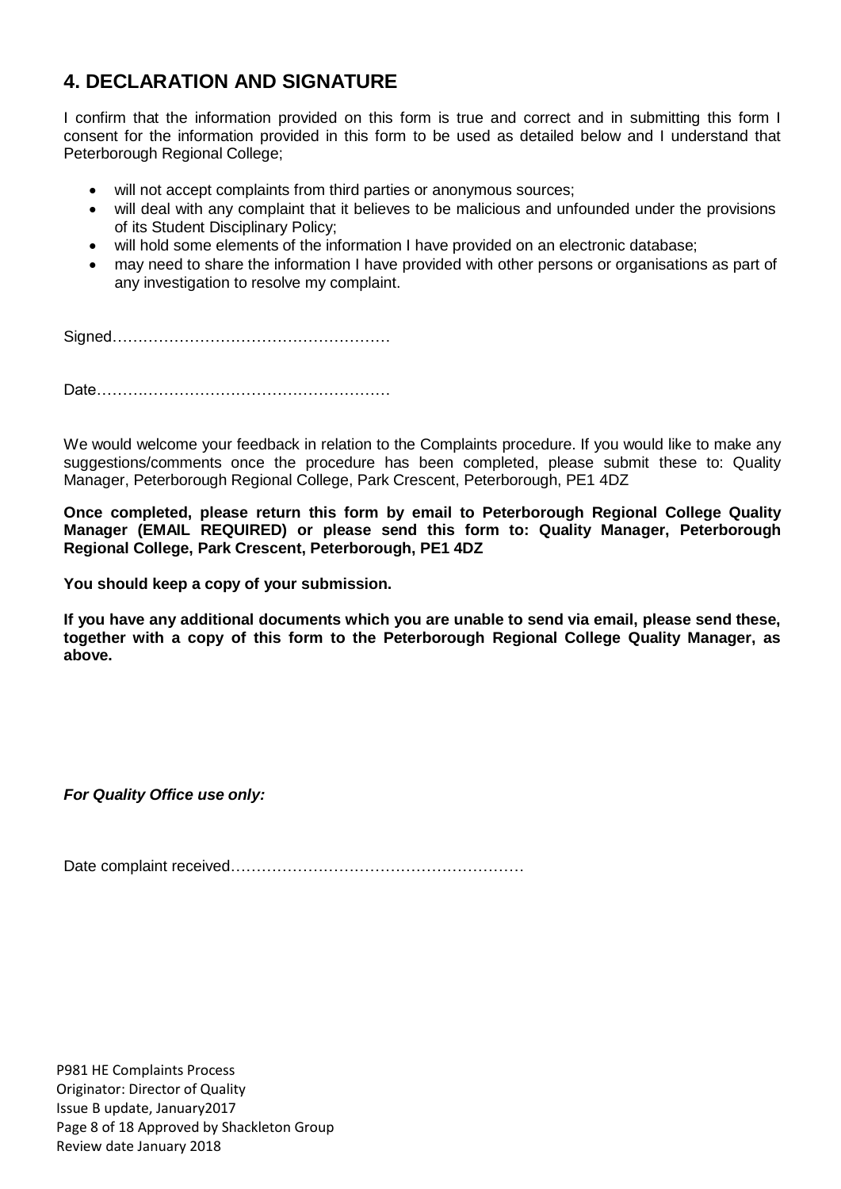## 4. DECLARATION AND SIGNATURE

I confirm that the information provided on this form is true and correct and in submitting this form I consent for the information provided in this form to be used as detailed below and I understand that Peterborough Regional College;

- will not accept complaints from third parties or anonymous sources;
- will deal with any complaint that it believes to be malicious and unfounded under the provisions of its Student Disciplinary Policy;
- will hold some elements of the information I have provided on an electronic database;
- may need to share the information I have provided with other persons or organisations as part of any investigation to resolve my complaint.

Signed………………………………………………

Date…………………………………………………

We would welcome your feedback in relation to the Complaints procedure. If you would like to make any suggestions/comments once the procedure has been completed, please submit these to: Quality Manager, Peterborough Regional College, Park Crescent, Peterborough, PE1 4DZ

**Once completed, please return this form by email to Peterborough Regional College Quality Manager (EMAIL REQUIRED) or please send this form to: Quality Manager, Peterborough Regional College, Park Crescent, Peterborough, PE1 4DZ**

**You should keep a copy of your submission.**

**If you have any additional documents which you are unable to send via email, please send these, together with a copy of this form to the Peterborough Regional College Quality Manager, as above.**

***For Quality Office use only:***

Date complaint received…………………………………………………

P981 HE Complaints Process
Originator: Director of Quality
Issue B update, January2017
Approved by Shackleton Group
Review date January 2018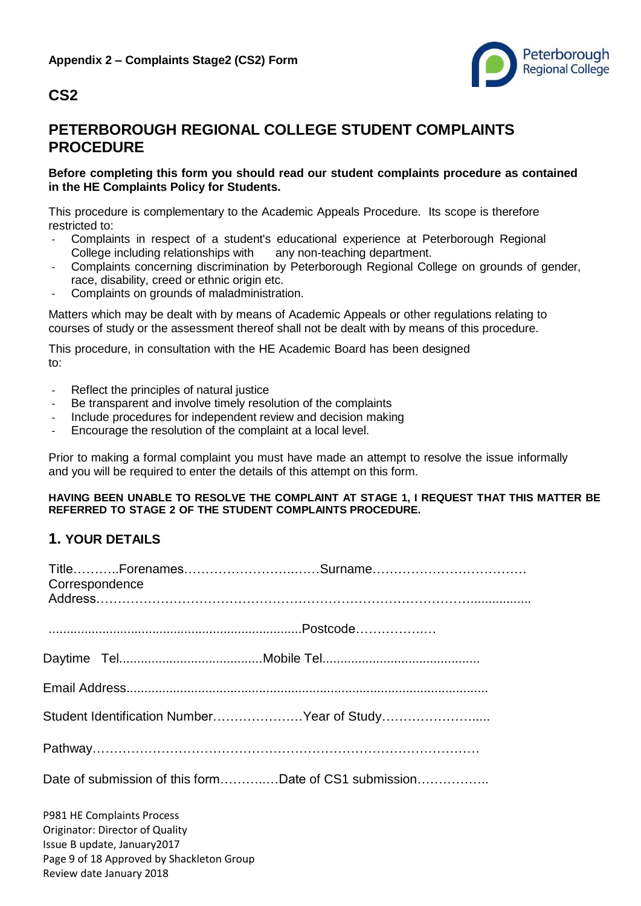**Appendix 2 – Complaints Stage2 (CS2) Form**

## CS2

## PETERBOROUGH REGIONAL COLLEGE STUDENT COMPLAINTS PROCEDURE

**Before completing this form you should read our student complaints procedure as contained in the HE Complaints Policy for Students.**

This procedure is complementary to the Academic Appeals Procedure. Its scope is therefore restricted to:

- Complaints in respect of a student's educational experience at Peterborough Regional College including relationships with any non-teaching department.
- Complaints concerning discrimination by Peterborough Regional College on grounds of gender, race, disability, creed or ethnic origin etc.
- Complaints on grounds of maladministration.

Matters which may be dealt with by means of Academic Appeals or other regulations relating to courses of study or the assessment thereof shall not be dealt with by means of this procedure.

This procedure, in consultation with the HE Academic Board has been designed to:

- Reflect the principles of natural justice
- Be transparent and involve timely resolution of the complaints
- Include procedures for independent review and decision making
- Encourage the resolution of the complaint at a local level.

Prior to making a formal complaint you must have made an attempt to resolve the issue informally and you will be required to enter the details of this attempt on this form.

**HAVING BEEN UNABLE TO RESOLVE THE COMPLAINT AT STAGE 1, I REQUEST THAT THIS MATTER BE REFERRED TO STAGE 2 OF THE STUDENT COMPLAINTS PROCEDURE.**

### 1. YOUR DETAILS

Title………..Forenames…………………….……Surname………………………………
Correspondence
Address……………………………………………………………………………..................

......................................................................Postcode………………..

Daytime Tel........................................Mobile Tel...........................................

Email Address...................................................................................................

Student Identification Number…………………Year of Study…………………….....

Pathway……………………………………………………………………………

Date of submission of this form…………..Date of CS1 submission……………..

P981 HE Complaints Process
Originator: Director of Quality
Issue B update, January2017
Approved by Shackleton Group
Review date January 2018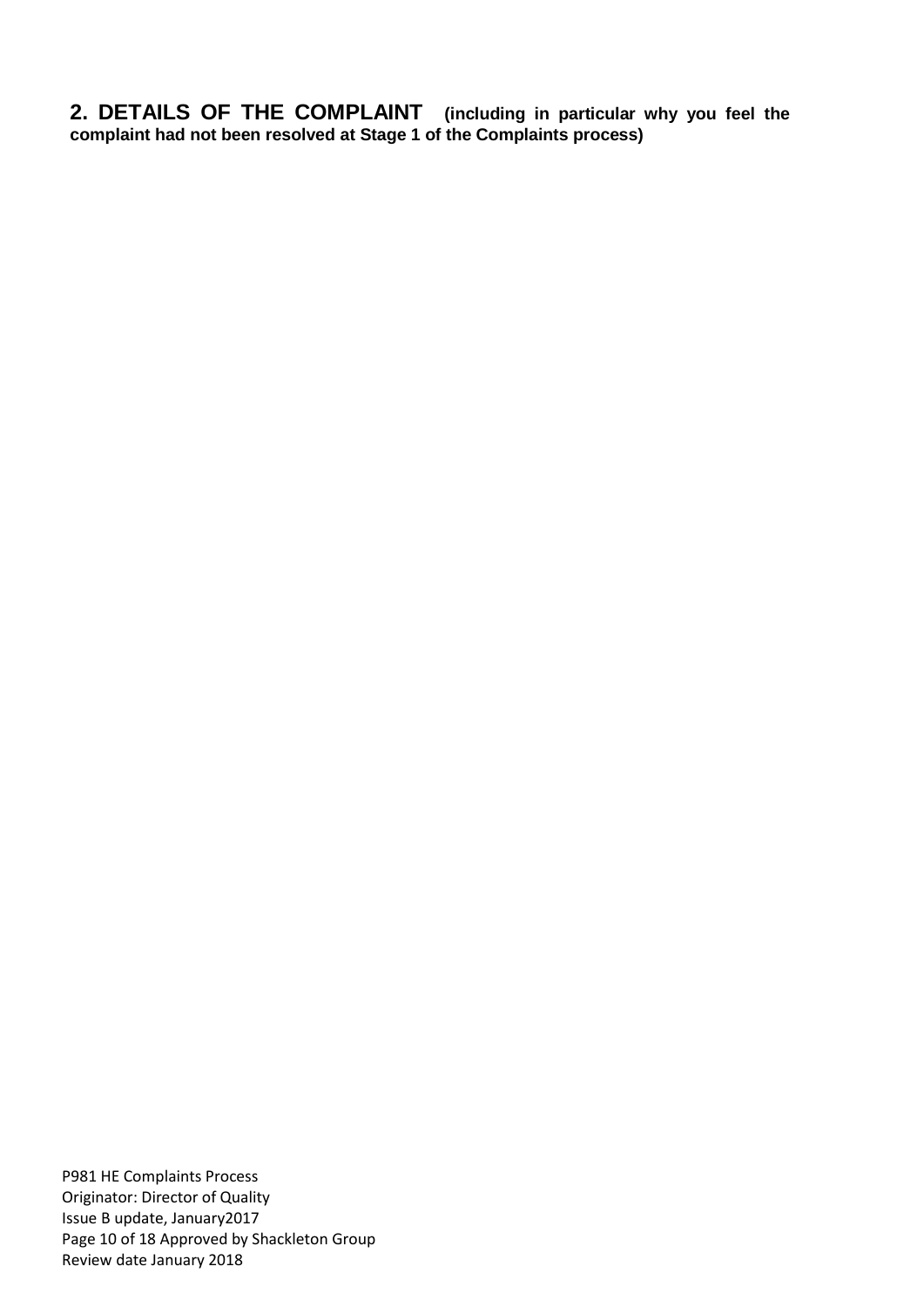## 2. DETAILS OF THE COMPLAINT **(including in particular why you feel the complaint had not been resolved at Stage 1 of the Complaints process)**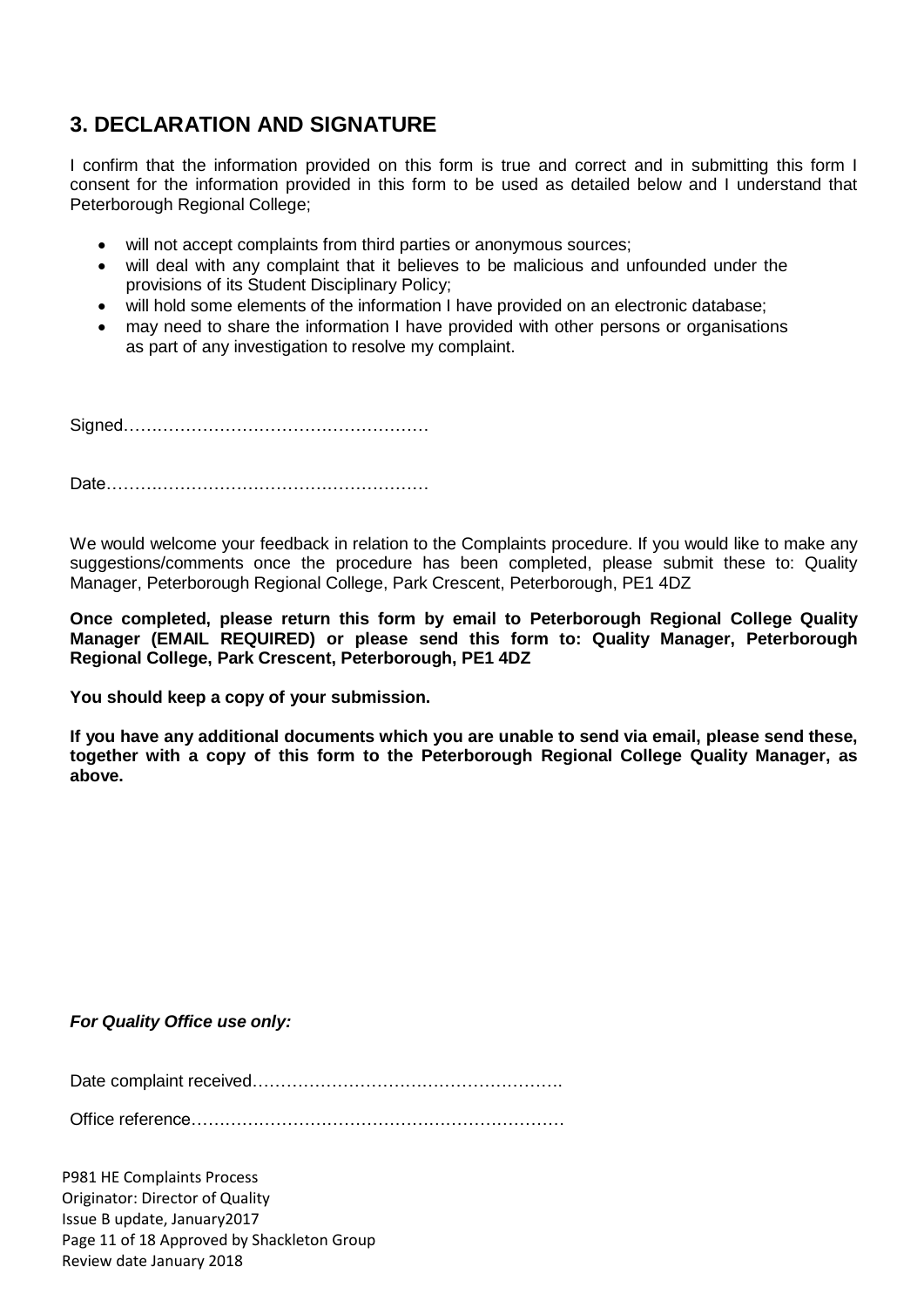## 3. DECLARATION AND SIGNATURE

I confirm that the information provided on this form is true and correct and in submitting this form I consent for the information provided in this form to be used as detailed below and I understand that Peterborough Regional College;

- will not accept complaints from third parties or anonymous sources;
- will deal with any complaint that it believes to be malicious and unfounded under the provisions of its Student Disciplinary Policy;
- will hold some elements of the information I have provided on an electronic database;
- may need to share the information I have provided with other persons or organisations as part of any investigation to resolve my complaint.

Signed………………………………………………

Date…………………………………………………

We would welcome your feedback in relation to the Complaints procedure. If you would like to make any suggestions/comments once the procedure has been completed, please submit these to: Quality Manager, Peterborough Regional College, Park Crescent, Peterborough, PE1 4DZ

**Once completed, please return this form by email to Peterborough Regional College Quality Manager (EMAIL REQUIRED) or please send this form to: Quality Manager, Peterborough Regional College, Park Crescent, Peterborough, PE1 4DZ**

**You should keep a copy of your submission.**

**If you have any additional documents which you are unable to send via email, please send these, together with a copy of this form to the Peterborough Regional College Quality Manager, as above.**

***For Quality Office use only:***

Date complaint received……………………………………………….

Office reference…………………………………………………………

P981 HE Complaints Process
Originator: Director of Quality
Issue B update, January2017
Approved by Shackleton Group
Review date January 2018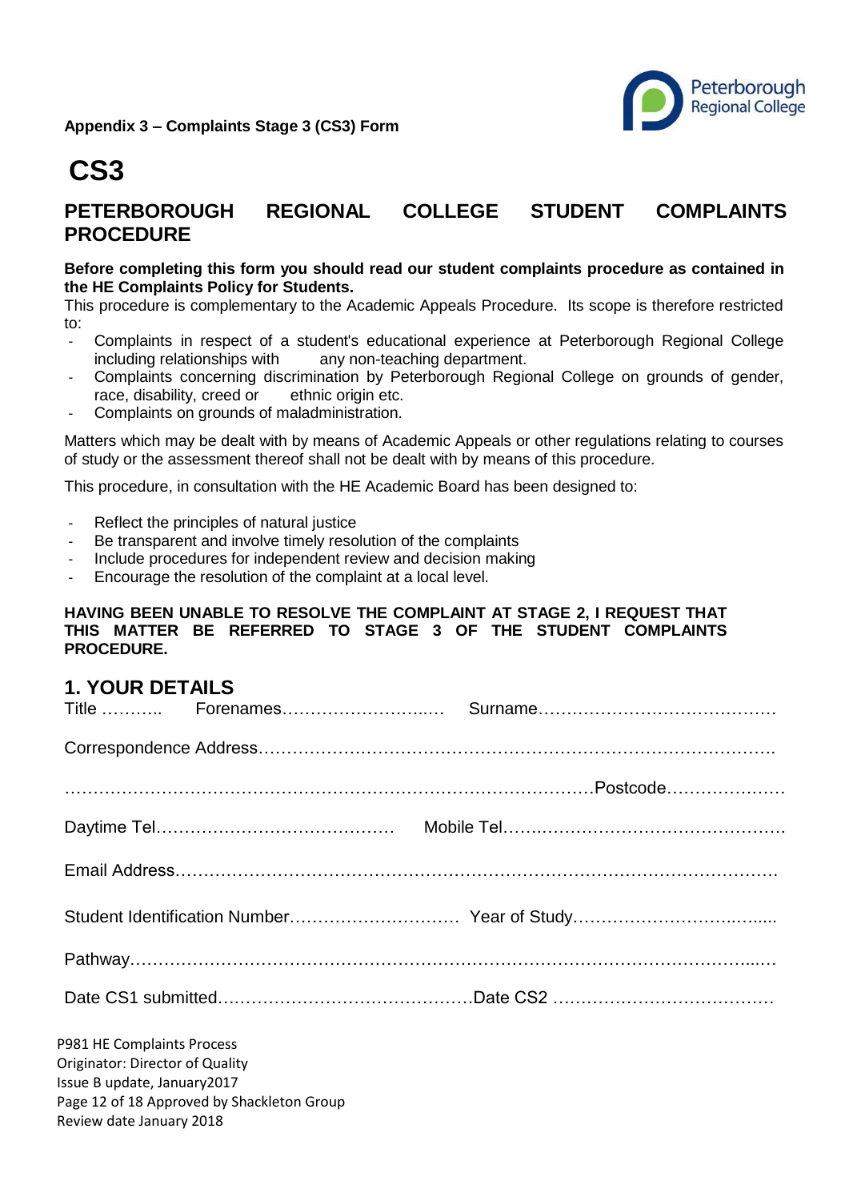**Appendix 3 – Complaints Stage 3 (CS3) Form**

# CS3

## PETERBOROUGH REGIONAL COLLEGE STUDENT COMPLAINTS PROCEDURE

**Before completing this form you should read our student complaints procedure as contained in the HE Complaints Policy for Students.**

This procedure is complementary to the Academic Appeals Procedure. Its scope is therefore restricted to:

- Complaints in respect of a student's educational experience at Peterborough Regional College including relationships with any non-teaching department.
- Complaints concerning discrimination by Peterborough Regional College on grounds of gender, race, disability, creed or ethnic origin etc.
- Complaints on grounds of maladministration.

Matters which may be dealt with by means of Academic Appeals or other regulations relating to courses of study or the assessment thereof shall not be dealt with by means of this procedure.

This procedure, in consultation with the HE Academic Board has been designed to:

- Reflect the principles of natural justice
- Be transparent and involve timely resolution of the complaints
- Include procedures for independent review and decision making
- Encourage the resolution of the complaint at a local level.

**HAVING BEEN UNABLE TO RESOLVE THE COMPLAINT AT STAGE 2, I REQUEST THAT THIS MATTER BE REFERRED TO STAGE 3 OF THE STUDENT COMPLAINTS PROCEDURE.**

## 1. YOUR DETAILS

Title ……….. Forenames…………………….…. Surname……………………….……………

Correspondence Address……………………………………………………………………….

……………………………………………………………………………Postcode…………………

Daytime Tel…………………………………… Mobile Tel……..……………………………….

Email Address……………………………………………………………………………………

Student Identification Number………………………… Year of Study……………………..…....

Pathway……………………………………………………………………………………...…

Date CS1 submitted………………………………………Date CS2 …………………………………

P981 HE Complaints Process
Originator: Director of Quality
Issue B update, January2017
Approved by Shackleton Group
Review date January 2018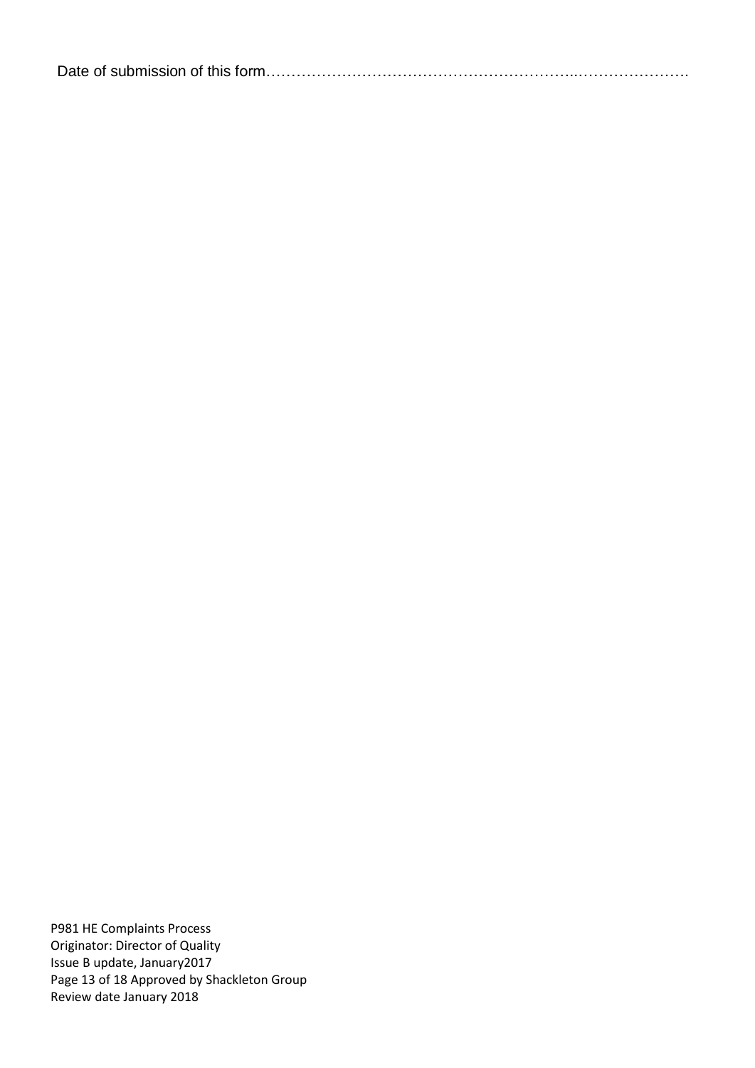Date of submission of this form……………………………………………………..………………….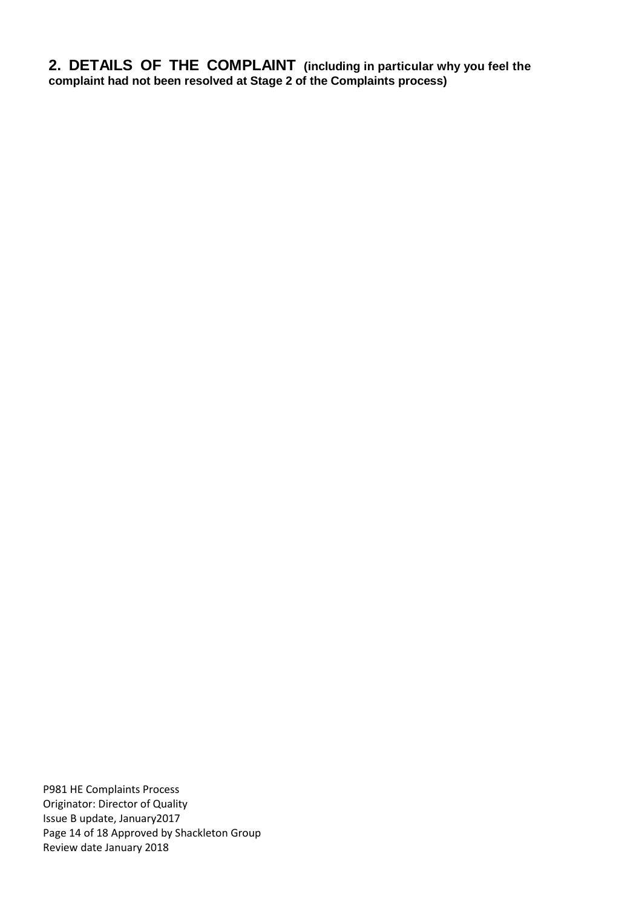## 2. DETAILS OF THE COMPLAINT **(including in particular why you feel the complaint had not been resolved at Stage 2 of the Complaints process)**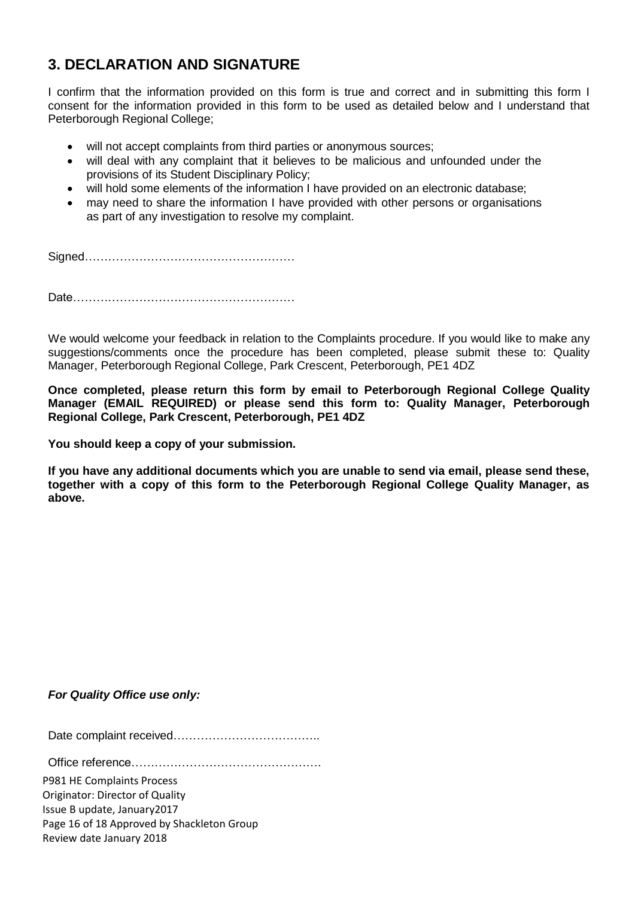## 3. DECLARATION AND SIGNATURE

I confirm that the information provided on this form is true and correct and in submitting this form I consent for the information provided in this form to be used as detailed below and I understand that Peterborough Regional College;

- will not accept complaints from third parties or anonymous sources;
- will deal with any complaint that it believes to be malicious and unfounded under the provisions of its Student Disciplinary Policy;
- will hold some elements of the information I have provided on an electronic database;
- may need to share the information I have provided with other persons or organisations as part of any investigation to resolve my complaint.

Signed………………………………………………

Date…………………………………………………

We would welcome your feedback in relation to the Complaints procedure. If you would like to make any suggestions/comments once the procedure has been completed, please submit these to: Quality Manager, Peterborough Regional College, Park Crescent, Peterborough, PE1 4DZ

**Once completed, please return this form by email to Peterborough Regional College Quality Manager (EMAIL REQUIRED) or please send this form to: Quality Manager, Peterborough Regional College, Park Crescent, Peterborough, PE1 4DZ**

**You should keep a copy of your submission.**

**If you have any additional documents which you are unable to send via email, please send these, together with a copy of this form to the Peterborough Regional College Quality Manager, as above.**

***For Quality Office use only:***

Date complaint received……………………………….

Office reference…………………………………………

P981 HE Complaints Process
Originator: Director of Quality
Issue B update, January2017
Approved by Shackleton Group
Review date January 2018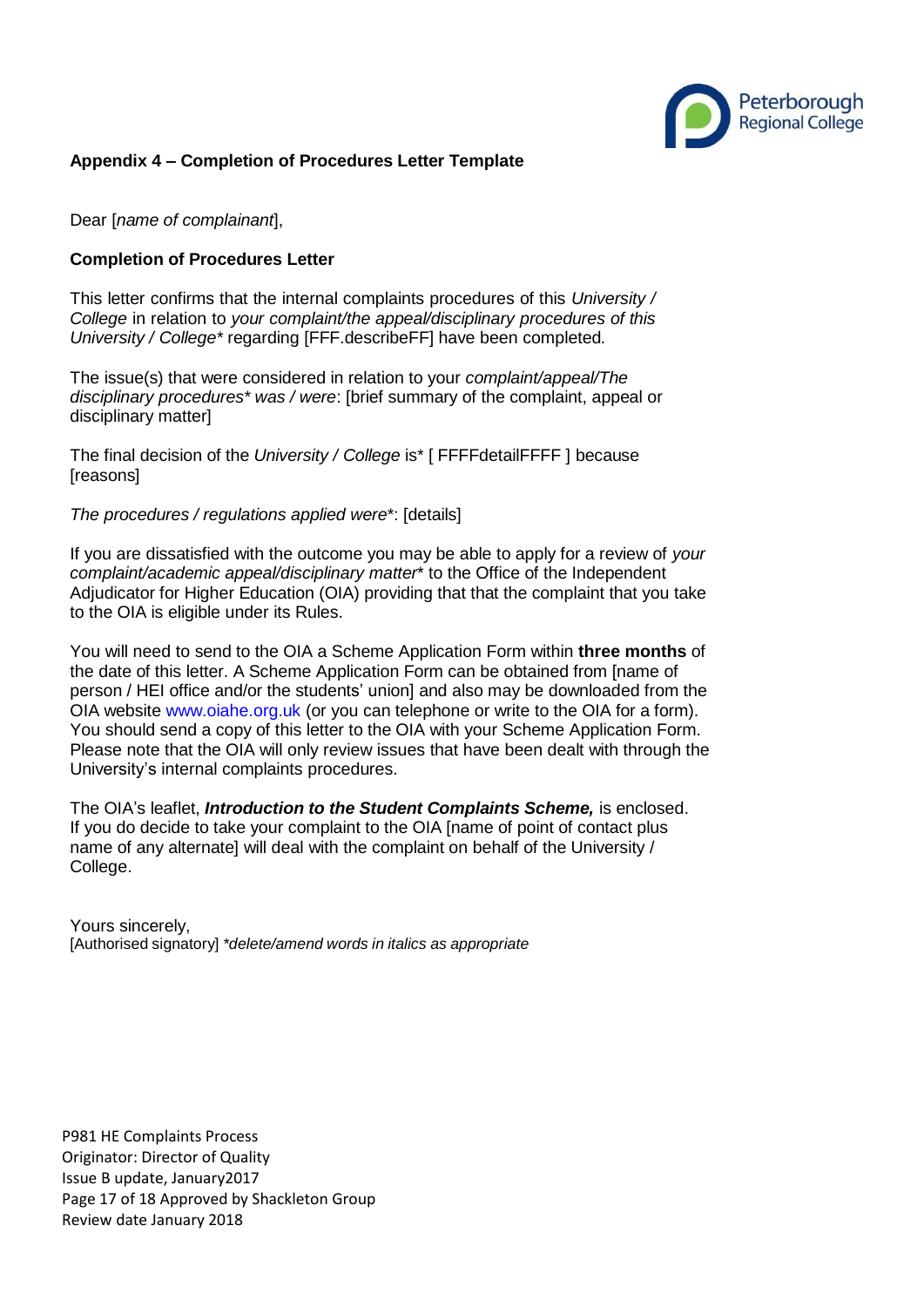## Appendix 4 – Completion of Procedures Letter Template

Dear [*name of complainant*],

**Completion of Procedures Letter**

This letter confirms that the internal complaints procedures of this *University / College* in relation to *your complaint/the appeal/disciplinary procedures of this University / College\** regarding [FFF.describeFF] have been completed.

The issue(s) that were considered in relation to your *complaint/appeal/The disciplinary procedures\* was / were*: [brief summary of the complaint, appeal or disciplinary matter]

The final decision of the *University / College* is\* [ FFFFdetailFFFF ] because [reasons]

*The procedures / regulations applied were\**: [details]

If you are dissatisfied with the outcome you may be able to apply for a review of *your complaint/academic appeal/disciplinary matter\** to the Office of the Independent Adjudicator for Higher Education (OIA) providing that that the complaint that you take to the OIA is eligible under its Rules.

You will need to send to the OIA a Scheme Application Form within **three months** of the date of this letter. A Scheme Application Form can be obtained from [name of person / HEI office and/or the students' union] and also may be downloaded from the OIA website www.oiahe.org.uk (or you can telephone or write to the OIA for a form). You should send a copy of this letter to the OIA with your Scheme Application Form. Please note that the OIA will only review issues that have been dealt with through the University's internal complaints procedures.

The OIA's leaflet, ***Introduction to the Student Complaints Scheme,*** is enclosed. If you do decide to take your complaint to the OIA [name of point of contact plus name of any alternate] will deal with the complaint on behalf of the University / College.

Yours sincerely,
[Authorised signatory] *\*delete/amend words in italics as appropriate*

P981 HE Complaints Process
Originator: Director of Quality
Issue B update, January2017
Approved by Shackleton Group
Review date January 2018